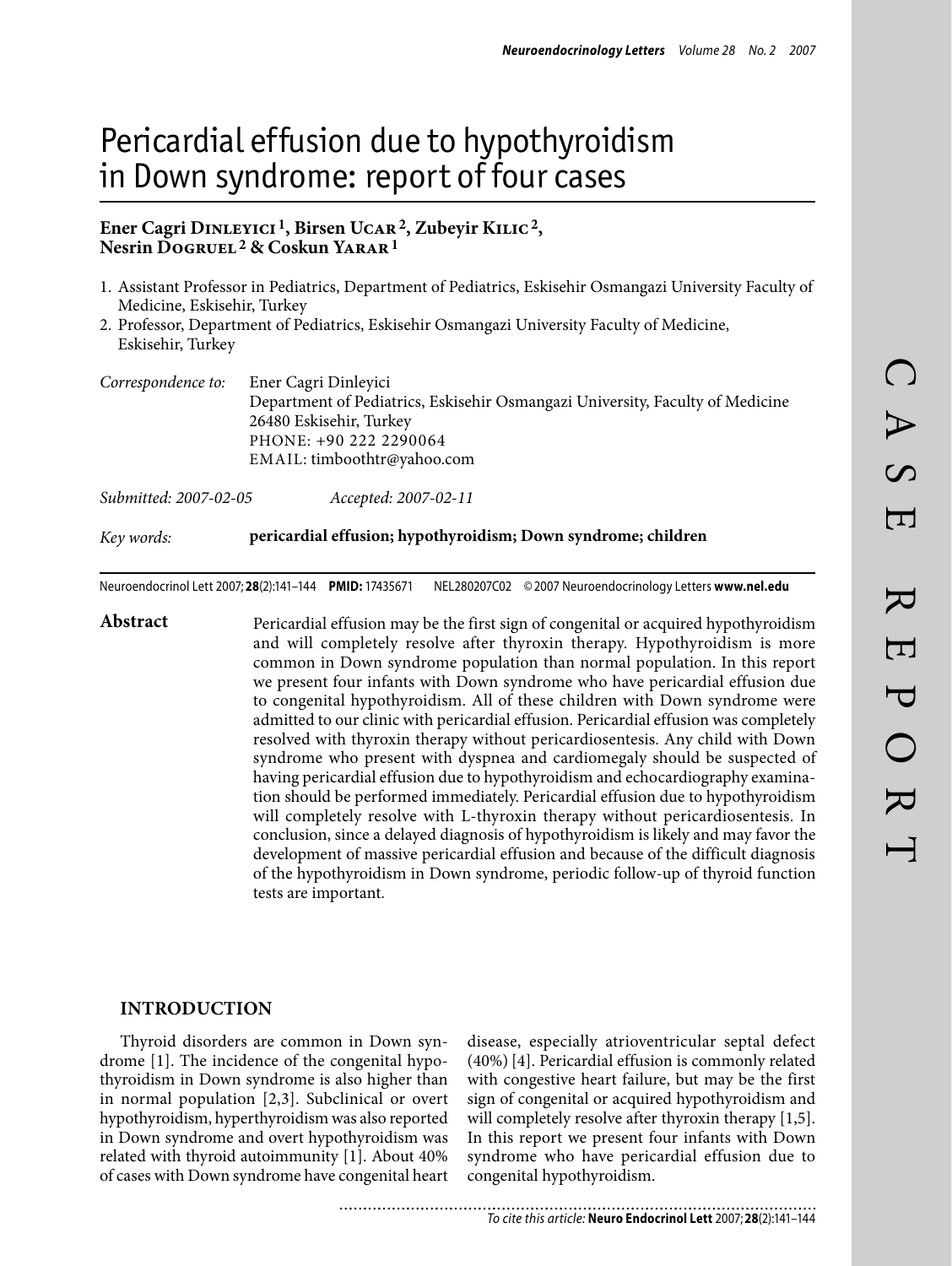# Pericardial effusion due to hypothyroidism in Down syndrome: report of four cases

**Ener Cagri Dinleyici [1], Birsen Ucar [2], Zubeyir Kilic [2], Nesrin Dogruel [2] & Coskun Yarar [1]**

1. Assistant Professor in Pediatrics, Department of Pediatrics, Eskisehir Osmangazi University Faculty of Medicine, Eskisehir, Turkey
2. Professor, Department of Pediatrics, Eskisehir Osmangazi University Faculty of Medicine, Eskisehir, Turkey

*Correspondence to:* Ener Cagri Dinleyici
Department of Pediatrics, Eskisehir Osmangazi University, Faculty of Medicine
26480 Eskisehir, Turkey
PHONE: +90 222 2290064
EMAIL: timboothtr@yahoo.com

*Submitted:* 2007-02-05 *Accepted:* 2007-02-11

*Key words:* **pericardial effusion; hypothyroidism; Down syndrome; children**

Neuroendocrinol Lett 2007; **28**(2):141–144 **PMID:** 17435671 NEL280207C02 © 2007 Neuroendocrinology Letters **www.nel.edu**

**Abstract**

Pericardial effusion may be the first sign of congenital or acquired hypothyroidism and will completely resolve after thyroxin therapy. Hypothyroidism is more common in Down syndrome population than normal population. In this report we present four infants with Down syndrome who have pericardial effusion due to congenital hypothyroidism. All of these children with Down syndrome were admitted to our clinic with pericardial effusion. Pericardial effusion was completely resolved with thyroxin therapy without pericardiosentesis. Any child with Down syndrome who present with dyspnea and cardiomegaly should be suspected of having pericardial effusion due to hypothyroidism and echocardiography examination should be performed immediately. Pericardial effusion due to hypothyroidism will completely resolve with L-thyroxin therapy without pericardiosentesis. In conclusion, since a delayed diagnosis of hypothyroidism is likely and may favor the development of massive pericardial effusion and because of the difficult diagnosis of the hypothyroidism in Down syndrome, periodic follow-up of thyroid function tests are important.

## INTRODUCTION

Thyroid disorders are common in Down syndrome [1]. The incidence of the congenital hypothyroidism in Down syndrome is also higher than in normal population [2,3]. Subclinical or overt hypothyroidism, hyperthyroidism was also reported in Down syndrome and overt hypothyroidism was related with thyroid autoimmunity [1]. About 40% of cases with Down syndrome have congenital heart disease, especially atrioventricular septal defect (40%) [4]. Pericardial effusion is commonly related with congestive heart failure, but may be the first sign of congenital or acquired hypothyroidism and will completely resolve after thyroxin therapy [1,5]. In this report we present four infants with Down syndrome who have pericardial effusion due to congenital hypothyroidism.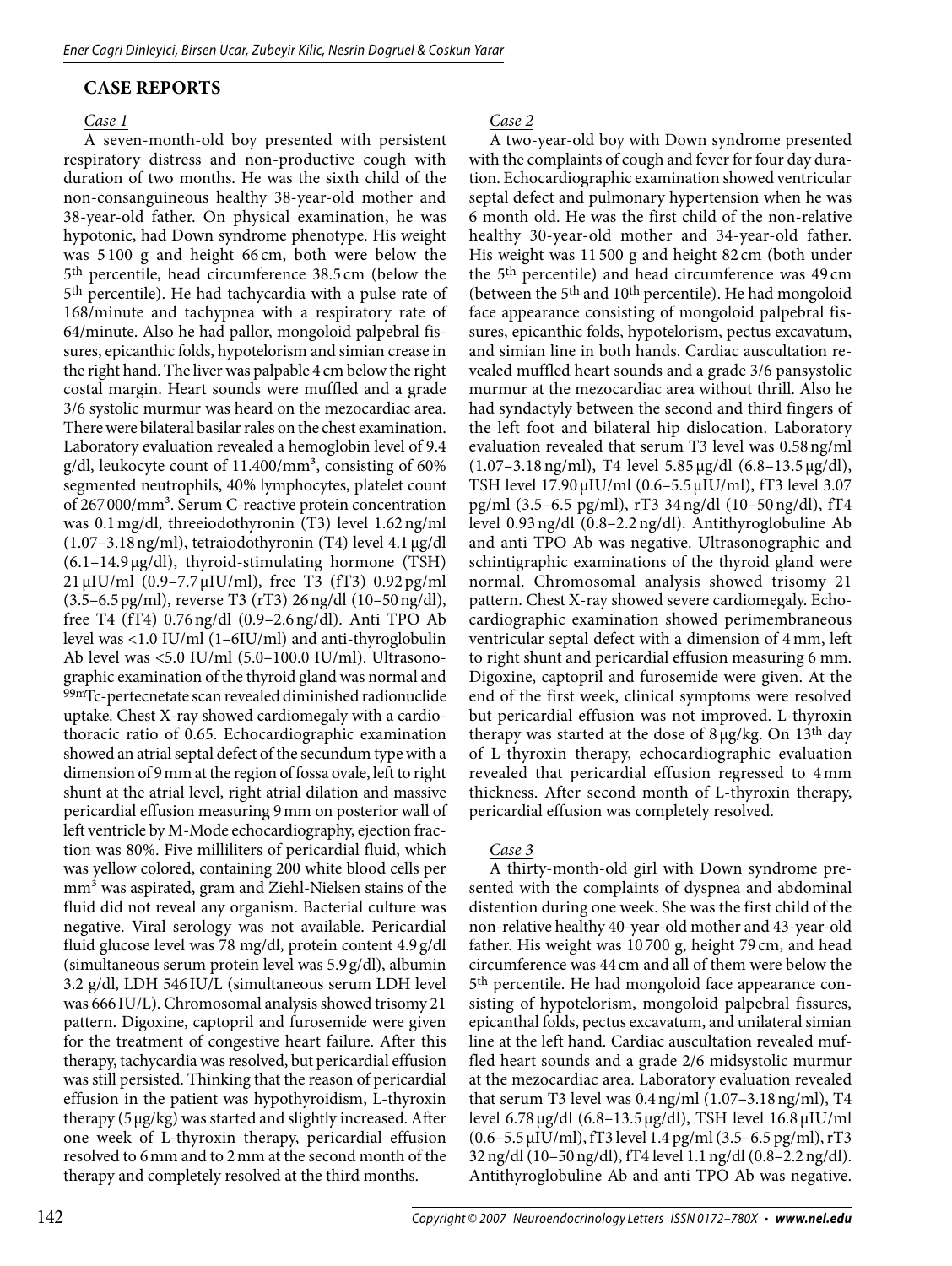## CASE REPORTS

### *Case 1*

A seven-month-old boy presented with persistent respiratory distress and non-productive cough with duration of two months. He was the sixth child of the non-consanguineous healthy 38-year-old mother and 38-year-old father. On physical examination, he was hypotonic, had Down syndrome phenotype. His weight was 5100 g and height 66 cm, both were below the 5th percentile, head circumference 38.5 cm (below the 5th percentile). He had tachycardia with a pulse rate of 168/minute and tachypnea with a respiratory rate of 64/minute. Also he had pallor, mongoloid palpebral fissures, epicanthic folds, hypotelorism and simian crease in the right hand. The liver was palpable 4 cm below the right costal margin. Heart sounds were muffled and a grade 3/6 systolic murmur was heard on the mezocardiac area. There were bilateral basilar rales on the chest examination. Laboratory evaluation revealed a hemoglobin level of 9.4 g/dl, leukocyte count of 11.400/mm³, consisting of 60% segmented neutrophils, 40% lymphocytes, platelet count of 267000/mm³. Serum C-reactive protein concentration was 0.1 mg/dl, threeiodothyronin (T3) level 1.62 ng/ml (1.07–3.18 ng/ml), tetraiodothyronin (T4) level 4.1 µg/dl (6.1–14.9 µg/dl), thyroid-stimulating hormone (TSH) 21 µIU/ml (0.9–7.7 µIU/ml), free T3 (fT3) 0.92 pg/ml (3.5–6.5 pg/ml), reverse T3 (rT3) 26 ng/dl (10–50 ng/dl), free T4 (fT4) 0.76 ng/dl (0.9–2.6 ng/dl). Anti TPO Ab level was <1.0 IU/ml (1–6IU/ml) and anti-thyroglobulin Ab level was <5.0 IU/ml (5.0–100.0 IU/ml). Ultrasonographic examination of the thyroid gland was normal and $^{99m}$Tc-pertecnetate scan revealed diminished radionuclide uptake. Chest X-ray showed cardiomegaly with a cardiothoracic ratio of 0.65. Echocardiographic examination showed an atrial septal defect of the secundum type with a dimension of 9 mm at the region of fossa ovale, left to right shunt at the atrial level, right atrial dilation and massive pericardial effusion measuring 9 mm on posterior wall of left ventricle by M-Mode echocardiography, ejection fraction was 80%. Five milliliters of pericardial fluid, which was yellow colored, containing 200 white blood cells per mm³ was aspirated, gram and Ziehl-Nielsen stains of the fluid did not reveal any organism. Bacterial culture was negative. Viral serology was not available. Pericardial fluid glucose level was 78 mg/dl, protein content 4.9 g/dl (simultaneous serum protein level was 5.9 g/dl), albumin 3.2 g/dl, LDH 546 IU/L (simultaneous serum LDH level was 666 IU/L). Chromosomal analysis showed trisomy 21 pattern. Digoxine, captopril and furosemide were given for the treatment of congestive heart failure. After this therapy, tachycardia was resolved, but pericardial effusion was still persisted. Thinking that the reason of pericardial effusion in the patient was hypothyroidism, L-thyroxin therapy (5 µg/kg) was started and slightly increased. After one week of L-thyroxin therapy, pericardial effusion resolved to 6 mm and to 2 mm at the second month of the therapy and completely resolved at the third months.

### *Case 2*

A two-year-old boy with Down syndrome presented with the complaints of cough and fever for four day duration. Echocardiographic examination showed ventricular septal defect and pulmonary hypertension when he was 6 month old. He was the first child of the non-relative healthy 30-year-old mother and 34-year-old father. His weight was 11500 g and height 82 cm (both under the 5th percentile) and head circumference was 49 cm (between the 5th and 10th percentile). He had mongoloid face appearance consisting of mongoloid palpebral fissures, epicanthic folds, hypotelorism, pectus excavatum, and simian line in both hands. Cardiac auscultation revealed muffled heart sounds and a grade 3/6 pansystolic murmur at the mezocardiac area without thrill. Also he had syndactyly between the second and third fingers of the left foot and bilateral hip dislocation. Laboratory evaluation revealed that serum T3 level was 0.58 ng/ml (1.07–3.18 ng/ml), T4 level 5.85 µg/dl (6.8–13.5 µg/dl), TSH level 17.90 µIU/ml (0.6–5.5 µIU/ml), fT3 level 3.07 pg/ml (3.5–6.5 pg/ml), rT3 34 ng/dl (10–50 ng/dl), fT4 level 0.93 ng/dl (0.8–2.2 ng/dl). Antithyroglobuline Ab and anti TPO Ab was negative. Ultrasonographic and schintigraphic examinations of the thyroid gland were normal. Chromosomal analysis showed trisomy 21 pattern. Chest X-ray showed severe cardiomegaly. Echocardiographic examination showed perimembraneous ventricular septal defect with a dimension of 4 mm, left to right shunt and pericardial effusion measuring 6 mm. Digoxine, captopril and furosemide were given. At the end of the first week, clinical symptoms were resolved but pericardial effusion was not improved. L-thyroxin therapy was started at the dose of 8 µg/kg. On 13th day of L-thyroxin therapy, echocardiographic evaluation revealed that pericardial effusion regressed to 4 mm thickness. After second month of L-thyroxin therapy, pericardial effusion was completely resolved.

### *Case 3*

A thirty-month-old girl with Down syndrome presented with the complaints of dyspnea and abdominal distention during one week. She was the first child of the non-relative healthy 40-year-old mother and 43-year-old father. His weight was 10700 g, height 79 cm, and head circumference was 44 cm and all of them were below the 5th percentile. He had mongoloid face appearance consisting of hypotelorism, mongoloid palpebral fissures, epicanthal folds, pectus excavatum, and unilateral simian line at the left hand. Cardiac auscultation revealed muffled heart sounds and a grade 2/6 midsystolic murmur at the mezocardiac area. Laboratory evaluation revealed that serum T3 level was 0.4 ng/ml (1.07–3.18 ng/ml), T4 level 6.78 µg/dl (6.8–13.5 µg/dl), TSH level 16.8 µIU/ml (0.6–5.5 µIU/ml), fT3 level 1.4 pg/ml (3.5–6.5 pg/ml), rT3 32 ng/dl (10–50 ng/dl), fT4 level 1.1 ng/dl (0.8–2.2 ng/dl). Antithyroglobuline Ab and anti TPO Ab was negative.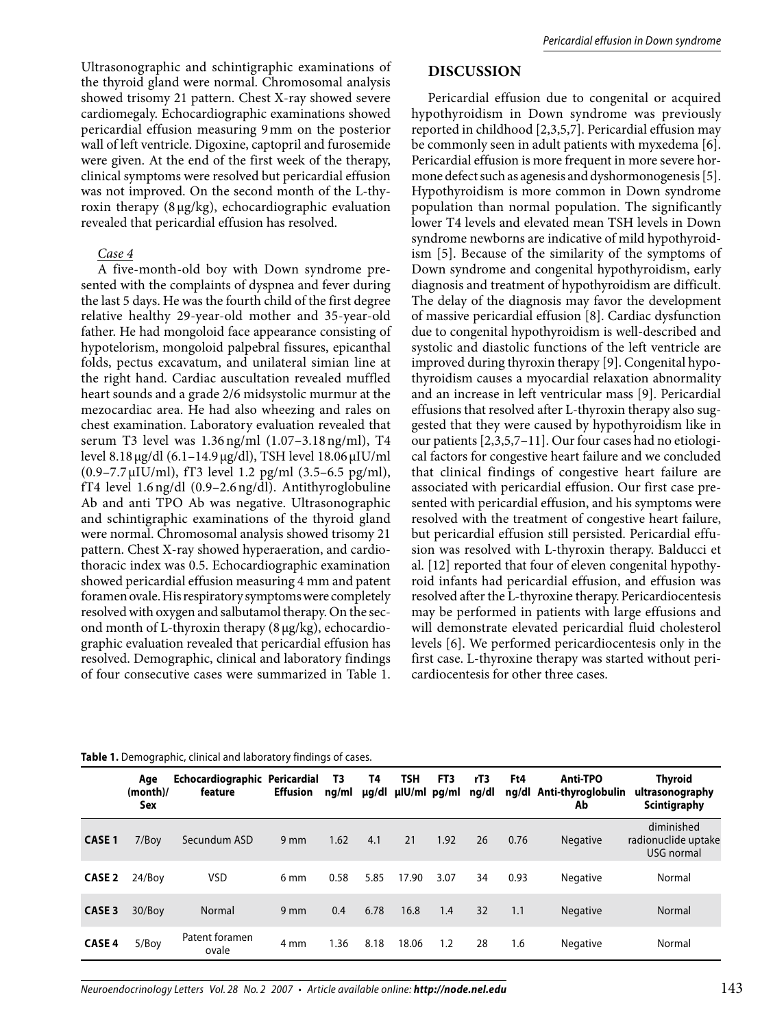Ultrasonographic and schintigraphic examinations of the thyroid gland were normal. Chromosomal analysis showed trisomy 21 pattern. Chest X-ray showed severe cardiomegaly. Echocardiographic examinations showed pericardial effusion measuring 9 mm on the posterior wall of left ventricle. Digoxine, captopril and furosemide were given. At the end of the first week of the therapy, clinical symptoms were resolved but pericardial effusion was not improved. On the second month of the L-thyroxin therapy (8 μg/kg), echocardiographic evaluation revealed that pericardial effusion has resolved.

*Case 4*

A five-month-old boy with Down syndrome presented with the complaints of dyspnea and fever during the last 5 days. He was the fourth child of the first degree relative healthy 29-year-old mother and 35-year-old father. He had mongoloid face appearance consisting of hypotelorism, mongoloid palpebral fissures, epicanthal folds, pectus excavatum, and unilateral simian line at the right hand. Cardiac auscultation revealed muffled heart sounds and a grade 2/6 midsystolic murmur at the mezocardiac area. He had also wheezing and rales on chest examination. Laboratory evaluation revealed that serum T3 level was 1.36 ng/ml (1.07–3.18 ng/ml), T4 level 8.18 μg/dl (6.1–14.9 μg/dl), TSH level 18.06 μIU/ml (0.9–7.7 μIU/ml), fT3 level 1.2 pg/ml (3.5–6.5 pg/ml), fT4 level 1.6 ng/dl (0.9–2.6 ng/dl). Antithyroglobuline Ab and anti TPO Ab was negative. Ultrasonographic and schintigraphic examinations of the thyroid gland were normal. Chromosomal analysis showed trisomy 21 pattern. Chest X-ray showed hyperaeration, and cardiothoracic index was 0.5. Echocardiographic examination showed pericardial effusion measuring 4 mm and patent foramen ovale. His respiratory symptoms were completely resolved with oxygen and salbutamol therapy. On the second month of L-thyroxin therapy (8 μg/kg), echocardiographic evaluation revealed that pericardial effusion has resolved. Demographic, clinical and laboratory findings of four consecutive cases were summarized in Table 1.

## DISCUSSION

Pericardial effusion due to congenital or acquired hypothyroidism in Down syndrome was previously reported in childhood [2,3,5,7]. Pericardial effusion may be commonly seen in adult patients with myxedema [6]. Pericardial effusion is more frequent in more severe hormone defect such as agenesis and dyshormonogenesis [5]. Hypothyroidism is more common in Down syndrome population than normal population. The significantly lower T4 levels and elevated mean TSH levels in Down syndrome newborns are indicative of mild hypothyroidism [5]. Because of the similarity of the symptoms of Down syndrome and congenital hypothyroidism, early diagnosis and treatment of hypothyroidism are difficult. The delay of the diagnosis may favor the development of massive pericardial effusion [8]. Cardiac dysfunction due to congenital hypothyroidism is well-described and systolic and diastolic functions of the left ventricle are improved during thyroxin therapy [9]. Congenital hypothyroidism causes a myocardial relaxation abnormality and an increase in left ventricular mass [9]. Pericardial effusions that resolved after L-thyroxin therapy also suggested that they were caused by hypothyroidism like in our patients [2,3,5,7–11]. Our four cases had no etiological factors for congestive heart failure and we concluded that clinical findings of congestive heart failure are associated with pericardial effusion. Our first case presented with pericardial effusion, and his symptoms were resolved with the treatment of congestive heart failure, but pericardial effusion still persisted. Pericardial effusion was resolved with L-thyroxin therapy. Balducci et al. [12] reported that four of eleven congenital hypothyroid infants had pericardial effusion, and effusion was resolved after the L-thyroxine therapy. Pericardiocentesis may be performed in patients with large effusions and will demonstrate elevated pericardial fluid cholesterol levels [6]. We performed pericardiocentesis only in the first case. L-thyroxine therapy was started without pericardiocentesis for other three cases.

**Table 1.** Demographic, clinical and laboratory findings of cases.

| | Age (month)/ Sex | Echocardiographic feature | Pericardial Effusion | T3 ng/ml | T4 μg/dl | TSH μIU/ml | FT3 pg/ml | rT3 ng/dl | Ft4 ng/dl | Anti-TPO Anti-thyroglobulin Ab | Thyroid ultrasonography Scintigraphy |
|---|---|---|---|---|---|---|---|---|---|---|---|
| **CASE 1** | 7/Boy | Secundum ASD | 9 mm | 1.62 | 4.1 | 21 | 1.92 | 26 | 0.76 | Negative | diminished radionuclide uptake USG normal |
| **CASE 2** | 24/Boy | VSD | 6 mm | 0.58 | 5.85 | 17.90 | 3.07 | 34 | 0.93 | Negative | Normal |
| **CASE 3** | 30/Boy | Normal | 9 mm | 0.4 | 6.78 | 16.8 | 1.4 | 32 | 1.1 | Negative | Normal |
| **CASE 4** | 5/Boy | Patent foramen ovale | 4 mm | 1.36 | 8.18 | 18.06 | 1.2 | 28 | 1.6 | Negative | Normal |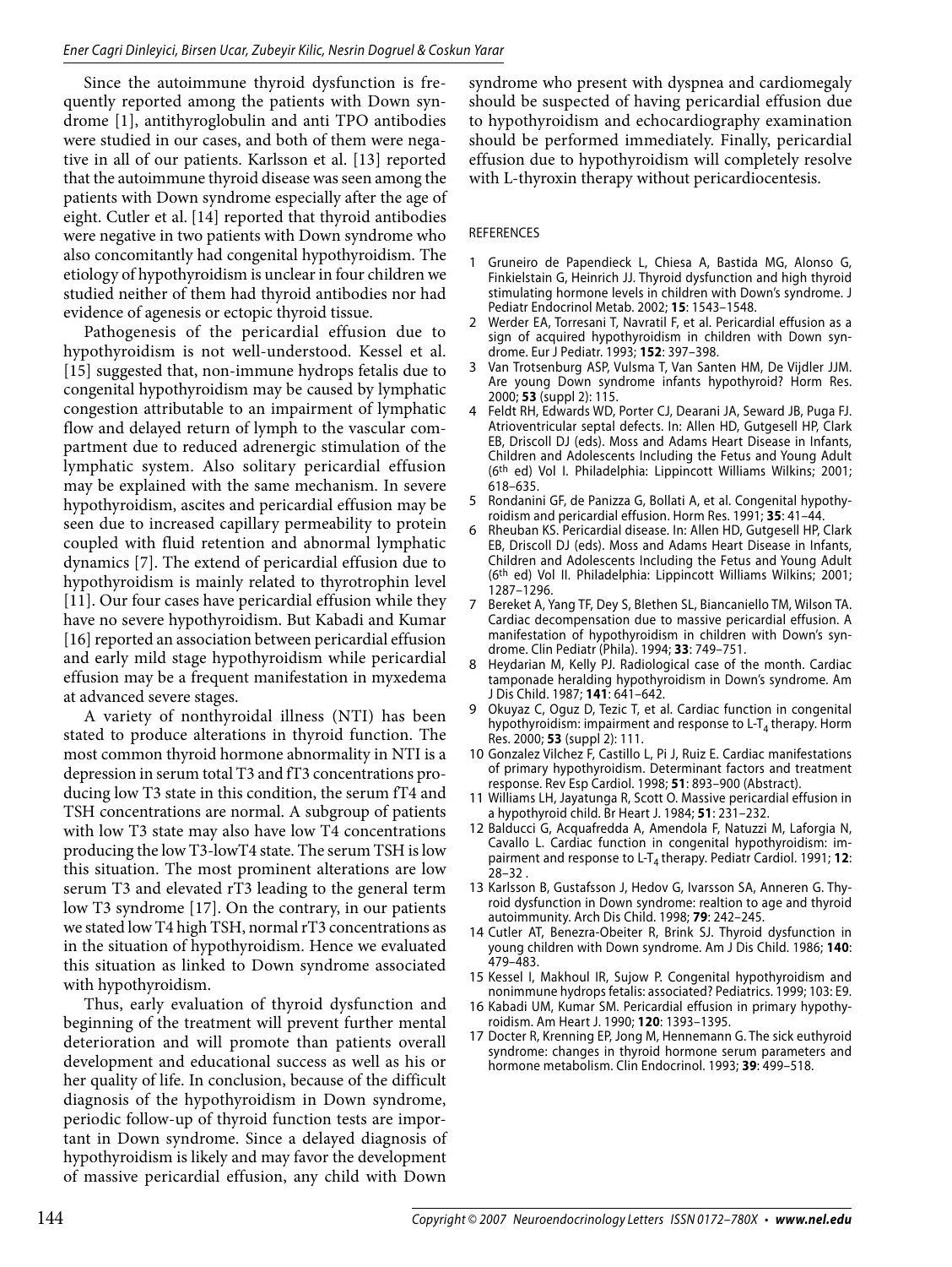Since the autoimmune thyroid dysfunction is frequently reported among the patients with Down syndrome [1], antithyroglobulin and anti TPO antibodies were studied in our cases, and both of them were negative in all of our patients. Karlsson et al. [13] reported that the autoimmune thyroid disease was seen among the patients with Down syndrome especially after the age of eight. Cutler et al. [14] reported that thyroid antibodies were negative in two patients with Down syndrome who also concomitantly had congenital hypothyroidism. The etiology of hypothyroidism is unclear in four children we studied neither of them had thyroid antibodies nor had evidence of agenesis or ectopic thyroid tissue.

Pathogenesis of the pericardial effusion due to hypothyroidism is not well-understood. Kessel et al. [15] suggested that, non-immune hydrops fetalis due to congenital hypothyroidism may be caused by lymphatic congestion attributable to an impairment of lymphatic flow and delayed return of lymph to the vascular compartment due to reduced adrenergic stimulation of the lymphatic system. Also solitary pericardial effusion may be explained with the same mechanism. In severe hypothyroidism, ascites and pericardial effusion may be seen due to increased capillary permeability to protein coupled with fluid retention and abnormal lymphatic dynamics [7]. The extend of pericardial effusion due to hypothyroidism is mainly related to thyrotrophin level [11]. Our four cases have pericardial effusion while they have no severe hypothyroidism. But Kabadi and Kumar [16] reported an association between pericardial effusion and early mild stage hypothyroidism while pericardial effusion may be a frequent manifestation in myxedema at advanced severe stages.

A variety of nonthyroidal illness (NTI) has been stated to produce alterations in thyroid function. The most common thyroid hormone abnormality in NTI is a depression in serum total T3 and fT3 concentrations producing low T3 state in this condition, the serum fT4 and TSH concentrations are normal. A subgroup of patients with low T3 state may also have low T4 concentrations producing the low T3-lowT4 state. The serum TSH is low this situation. The most prominent alterations are low serum T3 and elevated rT3 leading to the general term low T3 syndrome [17]. On the contrary, in our patients we stated low T4 high TSH, normal rT3 concentrations as in the situation of hypothyroidism. Hence we evaluated this situation as linked to Down syndrome associated with hypothyroidism.

Thus, early evaluation of thyroid dysfunction and beginning of the treatment will prevent further mental deterioration and will promote than patients overall development and educational success as well as his or her quality of life. In conclusion, because of the difficult diagnosis of the hypothyroidism in Down syndrome, periodic follow-up of thyroid function tests are important in Down syndrome. Since a delayed diagnosis of hypothyroidism is likely and may favor the development of massive pericardial effusion, any child with Down syndrome who present with dyspnea and cardiomegaly should be suspected of having pericardial effusion due to hypothyroidism and echocardiography examination should be performed immediately. Finally, pericardial effusion due to hypothyroidism will completely resolve with L-thyroxin therapy without pericardiocentesis.

## REFERENCES

1. Gruneiro de Papendieck L, Chiesa A, Bastida MG, Alonso G, Finkielstain G, Heinrich JJ. Thyroid dysfunction and high thyroid stimulating hormone levels in children with Down's syndrome. J Pediatr Endocrinol Metab. 2002; **15**: 1543–1548.
2. Werder EA, Torresani T, Navratil F, et al. Pericardial effusion as a sign of acquired hypothyroidism in children with Down syndrome. Eur J Pediatr. 1993; **152**: 397–398.
3. Van Trotsenburg ASP, Vulsma T, Van Santen HM, De Vijdler JJM. Are young Down syndrome infants hypothyroid? Horm Res. 2000; **53** (suppl 2): 115.
4. Feldt RH, Edwards WD, Porter CJ, Dearani JA, Seward JB, Puga FJ. Atrioventricular septal defects. In: Allen HD, Gutgesell HP, Clark EB, Driscoll DJ (eds). Moss and Adams Heart Disease in Infants, Children and Adolescents Including the Fetus and Young Adult (6th ed) Vol I. Philadelphia: Lippincott Williams Wilkins; 2001; 618–635.
5. Rondanini GF, de Panizza G, Bollati A, et al. Congenital hypothyroidism and pericardial effusion. Horm Res. 1991; **35**: 41–44.
6. Rheuban KS. Pericardial disease. In: Allen HD, Gutgesell HP, Clark EB, Driscoll DJ (eds). Moss and Adams Heart Disease in Infants, Children and Adolescents Including the Fetus and Young Adult (6th ed) Vol II. Philadelphia: Lippincott Williams Wilkins; 2001; 1287–1296.
7. Bereket A, Yang TF, Dey S, Blethen SL, Biancaniello TM, Wilson TA. Cardiac decompensation due to massive pericardial effusion. A manifestation of hypothyroidism in children with Down's syndrome. Clin Pediatr (Phila). 1994; **33**: 749–751.
8. Heydarian M, Kelly PJ. Radiological case of the month. Cardiac tamponade heralding hypothyroidism in Down's syndrome. Am J Dis Child. 1987; **141**: 641–642.
9. Okuyaz C, Oguz D, Tezic T, et al. Cardiac function in congenital hypothyroidism: impairment and response to L-$T_4$ therapy. Horm Res. 2000; **53** (suppl 2): 111.
10. Gonzalez Vilchez F, Castillo L, Pi J, Ruiz E. Cardiac manifestations of primary hypothyroidism. Determinant factors and treatment response. Rev Esp Cardiol. 1998; **51**: 893–900 (Abstract).
11. Williams LH, Jayatunga R, Scott O. Massive pericardial effusion in a hypothyroid child. Br Heart J. 1984; **51**: 231–232.
12. Balducci G, Acquafredda A, Amendola F, Natuzzi M, Laforgia N, Cavallo L. Cardiac function in congenital hypothyroidism: impairment and response to L-$T_4$ therapy. Pediatr Cardiol. 1991; **12**: 28–32 .
13. Karlsson B, Gustafsson J, Hedov G, Ivarsson SA, Anneren G. Thyroid dysfunction in Down syndrome: realtion to age and thyroid autoimmunity. Arch Dis Child. 1998; **79**: 242–245.
14. Cutler AT, Benezra-Obeiter R, Brink SJ. Thyroid dysfunction in young children with Down syndrome. Am J Dis Child. 1986; **140**: 479–483.
15. Kessel I, Makhoul IR, Sujow P. Congenital hypothyroidism and nonimmune hydrops fetalis: associated? Pediatrics. 1999; 103: E9.
16. Kabadi UM, Kumar SM. Pericardial effusion in primary hypothyroidism. Am Heart J. 1990; **120**: 1393–1395.
17. Docter R, Krenning EP, Jong M, Hennemann G. The sick euthyroid syndrome: changes in thyroid hormone serum parameters and hormone metabolism. Clin Endocrinol. 1993; **39**: 499–518.